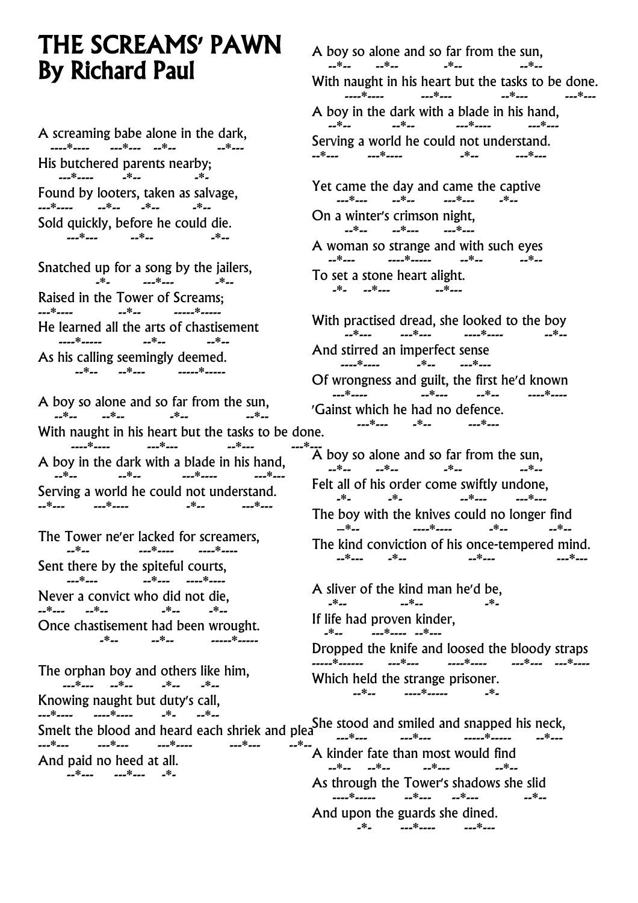# THE SCREAMS' PAWN
# By Richard Paul

A screaming babe alone in the dark,
----*---- ---*--- --*-- --*---
His butchered parents nearby;
---*---- -*-- -*-
Found by looters, taken as salvage,
---*---- --*-- -*-- -*--
Sold quickly, before he could die.
---*--- --*-- -*--

Snatched up for a song by the jailers,
-*- ---*--- -*--
Raised in the Tower of Screams;
---*---- --*-- -----*-----
He learned all the arts of chastisement
----*----- --*-- --*--
As his calling seemingly deemed.
--*-- --*--- -----*-----

A boy so alone and so far from the sun,
--*-- --*-- -*-- --*--
With naught in his heart but the tasks to be done.
----*---- ---*--- --*--- ---*---
A boy in the dark with a blade in his hand,
--*-- --*-- ---*---- ---*---
Serving a world he could not understand.
--*--- ---*---- -*-- ---*---

The Tower ne'er lacked for screamers,
--*-- ---*---- ----*----
Sent there by the spiteful courts,
---*--- --*--- ----*----
Never a convict who did not die,
--*--- --*-- -*-- -*--
Once chastisement had been wrought.
-*-- --*-- -----*-----

The orphan boy and others like him,
---*--- --*-- -*-- -*--
Knowing naught but duty's call,
---*---- ----*---- -*- --*--
Smelt the blood and heard each shriek and plea
---*--- ---*--- ---*---- ---*--- --*--
And paid no heed at all.
--*--- ---*--- -*-

A boy so alone and so far from the sun,
--*-- --*-- -*-- --*--
With naught in his heart but the tasks to be done.
----*---- ---*--- --*--- ---*---
A boy in the dark with a blade in his hand,
--*-- --*-- ---*---- ---*---
Serving a world he could not understand.
--*--- ---*---- -*-- ---*---

Yet came the day and came the captive
---*--- --*-- ---*--- -*--
On a winter's crimson night,
--*-- --*--- ---*---
A woman so strange and with such eyes
--*--- ----*----- --*-- --*--
To set a stone heart alight.
-*- --*--- --*---

With practised dread, she looked to the boy
--*--- ---*--- ----*---- --*--
And stirred an imperfect sense
----*---- -*-- ---*---
Of wrongness and guilt, the first he'd known
---*---- --*--- --*-- ----*----
'Gainst which he had no defence.
---*--- -*-- ---*---

A boy so alone and so far from the sun,
--*-- --*-- -*-- --*--
Felt all of his order come swiftly undone,
-*- -*- --*--- ---*---
The boy with the knives could no longer find
–*-- ----*---- -*-- --*--
The kind conviction of his once-tempered mind.
--*--- -*-- --*--- ---*---

A sliver of the kind man he'd be,
-*-- --*-- -*-
If life had proven kinder,
-*-- ---*---- --*---
Dropped the knife and loosed the bloody straps
-----*------ ---*--- ----*---- ---*--- ---*----
Which held the strange prisoner.
--*-- ----*----- -*-

She stood and smiled and snapped his neck,
---*--- ---*--- -----*----- --*---
A kinder fate than most would find
--*-- --*-- --*--- --*--
As through the Tower's shadows she slid
----*----- --*--- --*--- --*--
And upon the guards she dined.
-*- ---*---- ---*---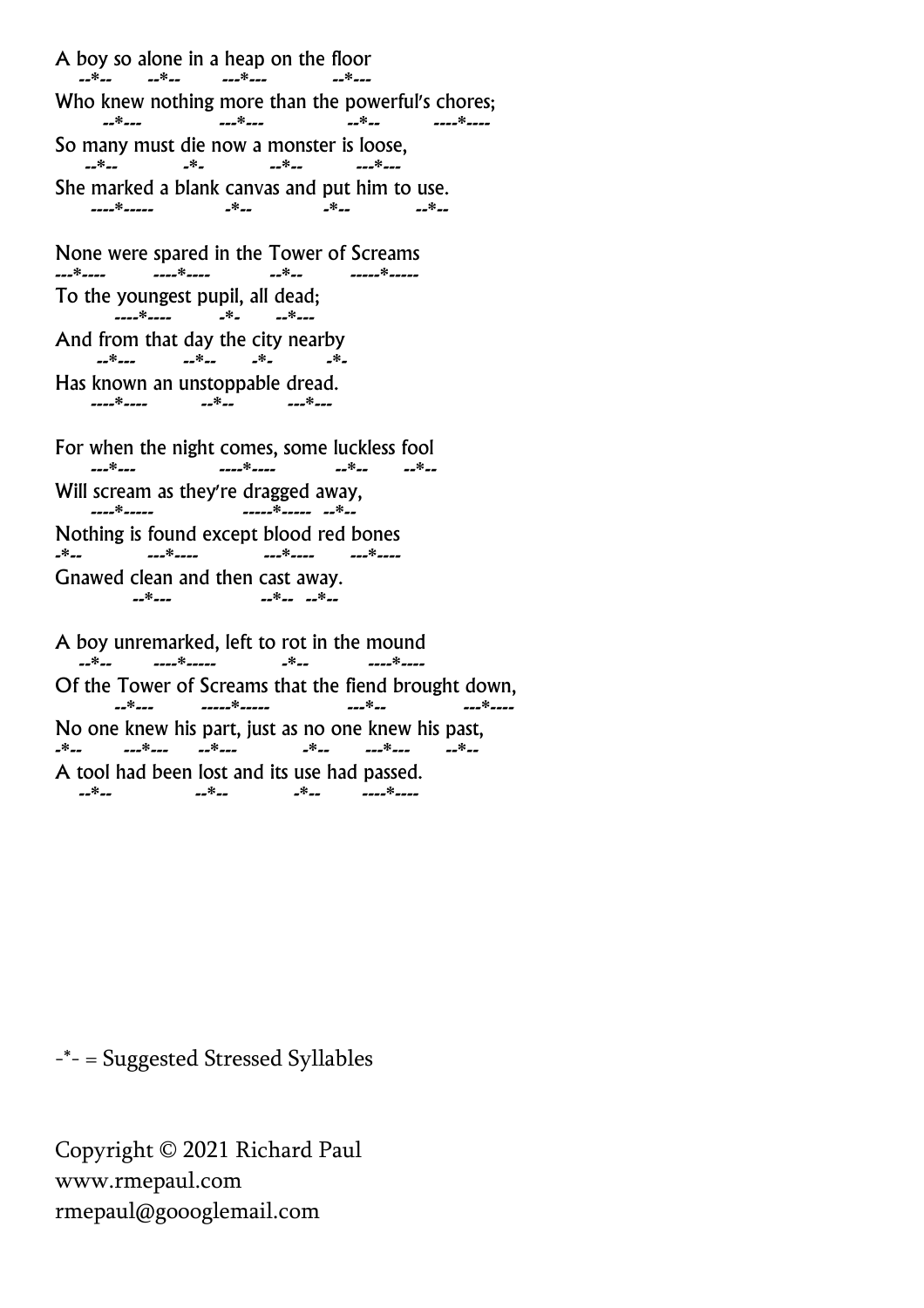```
A boy so alone in a heap on the floor
    --*--      --*--       ---*---          --*---
Who knew nothing more than the powerful's chores;
        --*---           ---*---          --*--      ----*----
So many must die now a monster is loose,
     --*--        -*-        --*--       ---*---
She marked a blank canvas and put him to use.
      ----*-----          -*--         -*--        --*--

None were spared in the Tower of Screams
---*----       ----*----       --*--      -----*-----
To the youngest pupil, all dead;
         ----*----      -*-     --*---
And from that day the city nearby
       --*---       --*--    -*-       -*-
Has known an unstoppable dread.
      ----*----       --*--       ---*---

For when the night comes, some luckless fool
      ---*---           ----*----       --*--    --*--
Will scream as they're dragged away,
      ----*-----            -----*-----  --*--
Nothing is found except blood red bones
-*--         ---*----          ---*----     ---*----
Gnawed clean and then cast away.
            --*---              --*--  --*--

A boy unremarked, left to rot in the mound
    --*--      ----*-----          -*--        ----*----
Of the Tower of Screams that the fiend brought down,
          --*---       -----*-----          ---*--          ---*----
No one knew his part, just as no one knew his past,
-*--      ---*---    --*---        -*--     ---*---     --*--
A tool had been lost and its use had passed.
    --*--          --*--        -*--      ----*----
```

-*- = Suggested Stressed Syllables

Copyright © 2021 Richard Paul
www.rmepaul.com
rmepaul@goooglemail.com